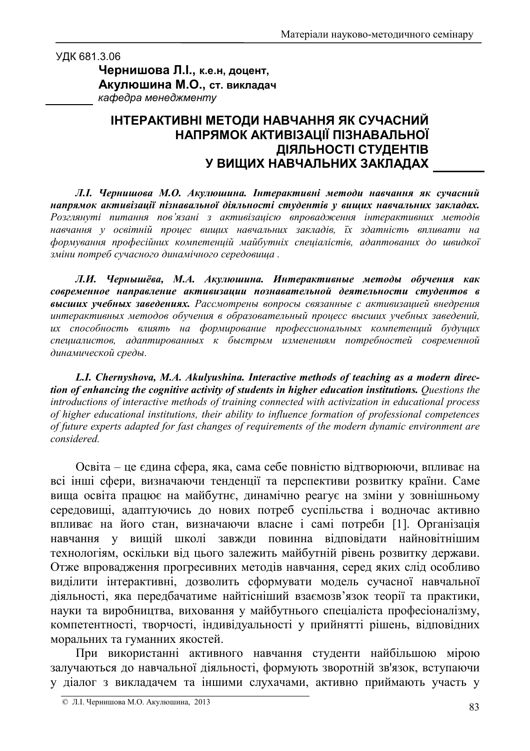УДК 681.3.06

**Чернишова Л.І.,** **к.е.н, доцент,**
**Акулюшина М.О.,** **ст. викладач**
*кафедра менеджменту*

# ІНТЕРАКТИВНІ МЕТОДИ НАВЧАННЯ ЯК СУЧАСНИЙ НАПРЯМОК АКТИВІЗАЦІЇ ПІЗНАВАЛЬНОЇ ДІЯЛЬНОСТІ СТУДЕНТІВ У ВИЩИХ НАВЧАЛЬНИХ ЗАКЛАДАХ

***Л.І. Чернишова М.О. Акулюшина. Інтерактивні методи навчання як сучасний напрямок активізації пізнавальної діяльності студентів у вищих навчальних закладах.*** *Розглянуті питання пов'язані з активізацією впровадження інтерактивних методів навчання у освітній процес вищих навчальних закладів, їх здатність впливати на формування професійних компетенцій майбутніх спеціалістів, адаптованих до швидкої зміни потреб сучасного динамічного середовища .*

***Л.И. Чернышёва, М.А. Акулюшина. Интерактивные методы обучения как современное направление активизации познавательной деятельности студентов в высших учебных заведениях.*** *Рассмотрены вопросы связанные с активизацией внедрения интерактивных методов обучения в образовательный процесс высших учебных заведений, их способность влиять на формирование профессиональных компетенций будущих специалистов, адаптированных к быстрым изменениям потребностей современной динамической среды.*

***L.I. Chernyshova, M.A. Akulyushina. Interactive methods of teaching as a modern direction of enhancing the cognitive activity of students in higher education institutions.*** *Questions the introductions of interactive methods of training connected with activization in educational process of higher educational institutions, their ability to influence formation of professional competences of future experts adapted for fast changes of requirements of the modern dynamic environment are considered.*

Освіта – це єдина сфера, яка, сама себе повністю відтворюючи, впливає на всі інші сфери, визначаючи тенденції та перспективи розвитку країни. Саме вища освіта працює на майбутнє, динамічно реагує на зміни у зовнішньому середовищі, адаптуючись до нових потреб суспільства і водночас активно впливає на його стан, визначаючи власне і самі потреби [1]. Організація навчання у вищій школі завжди повинна відповідати найновітнішим технологіям, оскільки від цього залежить майбутній рівень розвитку держави. Отже впровадження прогресивних методів навчання, серед яких слід особливо виділити інтерактивні, дозволить сформувати модель сучасної навчальної діяльності, яка передбачатиме найтісніший взаємозв'язок теорії та практики, науки та виробництва, виховання у майбутнього спеціаліста професіоналізму, компетентності, творчості, індивідуальності у прийнятті рішень, відповідних моральних та гуманних якостей.

При використанні активного навчання студенти найбільшою мірою залучаються до навчальної діяльності, формують зворотній зв'язок, вступаючи у діалог з викладачем та іншими слухачами, активно приймають участь у

© Л.І. Чернишова М.О. Акулюшина, 2013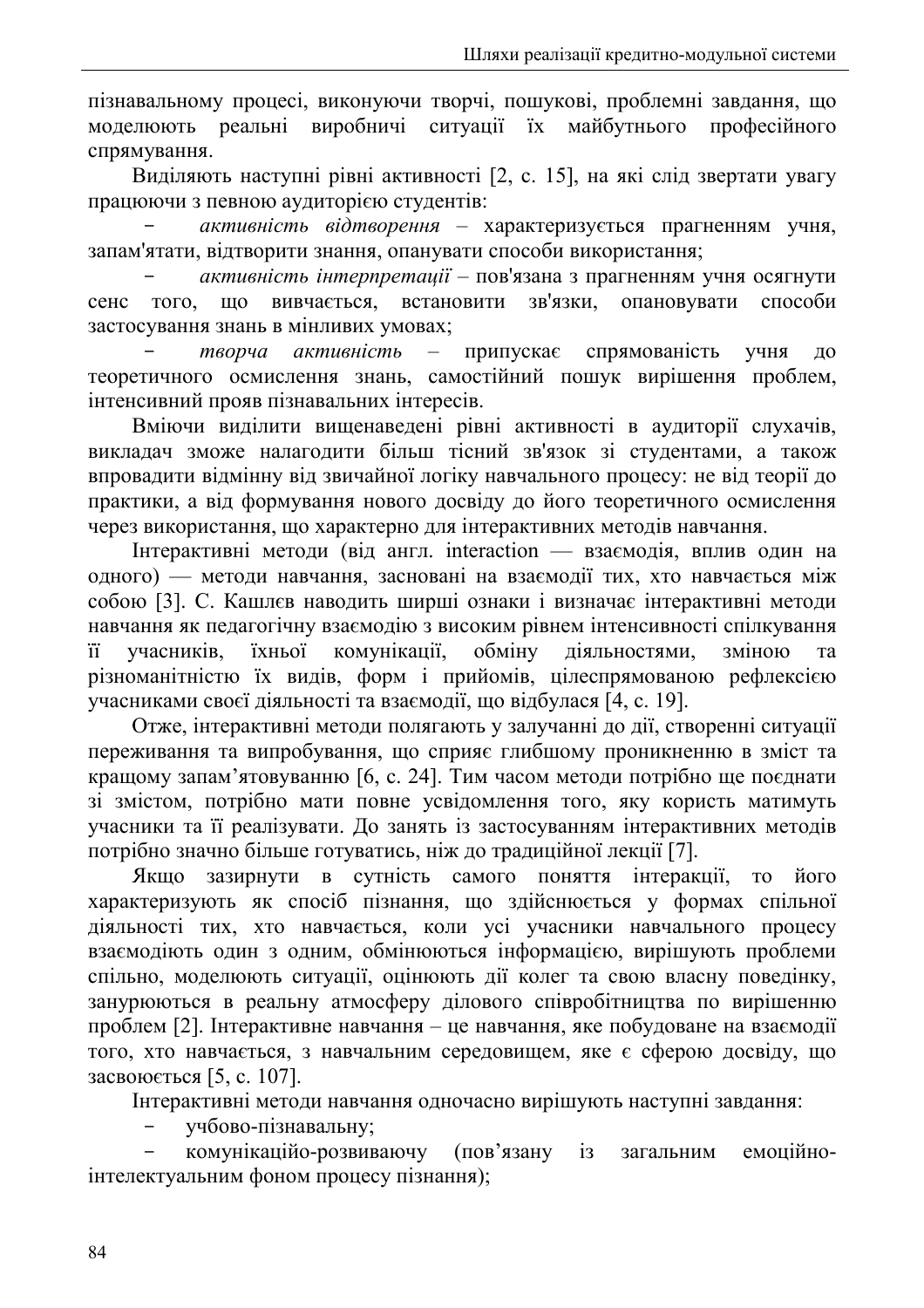пізнавальному процесі, виконуючи творчі, пошукові, проблемні завдання, що моделюють реальні виробничі ситуації їх майбутнього професійного спрямування.

Виділяють наступні рівні активності [2, с. 15], на які слід звертати увагу працюючи з певною аудиторією студентів:

- *активність відтворення* – характеризується прагненням учня, запам'ятати, відтворити знання, опанувати способи використання;
- *активність інтерпретації* – пов'язана з прагненням учня осягнути сенс того, що вивчається, встановити зв'язки, опановувати способи застосування знань в мінливих умовах;
- *творча активність* – припускає спрямованість учня до теоретичного осмислення знань, самостійний пошук вирішення проблем, інтенсивний прояв пізнавальних інтересів.

Вміючи виділити вищенаведені рівні активності в аудиторії слухачів, викладач зможе налагодити більш тісний зв'язок зі студентами, а також впровадити відмінну від звичайної логіку навчального процесу: не від теорії до практики, а від формування нового досвіду до його теоретичного осмислення через використання, що характерно для інтерактивних методів навчання.

Інтерактивні методи (від англ. interaction — взаємодія, вплив один на одного) — методи навчання, засновані на взаємодії тих, хто навчається між собою [3]. С. Кашлєв наводить ширші ознаки і визначає інтерактивні методи навчання як педагогічну взаємодію з високим рівнем інтенсивності спілкування її учасників, їхньої комунікації, обміну діяльностями, зміною та різноманітністю їх видів, форм і прийомів, цілеспрямованою рефлексією учасниками своєї діяльності та взаємодії, що відбулася [4, с. 19].

Отже, інтерактивні методи полягають у залученні до дії, створенні ситуації переживання та випробування, що сприяє глибшому проникненню в зміст та кращому запам'ятовуванню [6, с. 24]. Тим часом методи потрібно ще поєднати зі змістом, потрібно мати повне усвідомлення того, яку користь матимуть учасники та її реалізувати. До занять із застосуванням інтерактивних методів потрібно значно більше готуватись, ніж до традиційної лекції [7].

Якщо зазирнути в сутність самого поняття інтеракції, то його характеризують як спосіб пізнання, що здійснюється у формах спільної діяльності тих, хто навчається, коли усі учасники навчального процесу взаємодіють один з одним, обмінюються інформацією, вирішують проблеми спільно, моделюють ситуації, оцінюють дії колег та свою власну поведінку, занурюються в реальну атмосферу ділового співробітництва по вирішенню проблем [2]. Інтерактивне навчання – це навчання, яке побудоване на взаємодії того, хто навчається, з навчальним середовищем, яке є сферою досвіду, що засвоюється [5, с. 107].

Інтерактивні методи навчання одночасно вирішують наступні завдання:

- учбово-пізнавальну;
- комунікаційо-розвиваючу (пов'язану із загальним емоційно-інтелектуальним фоном процесу пізнання);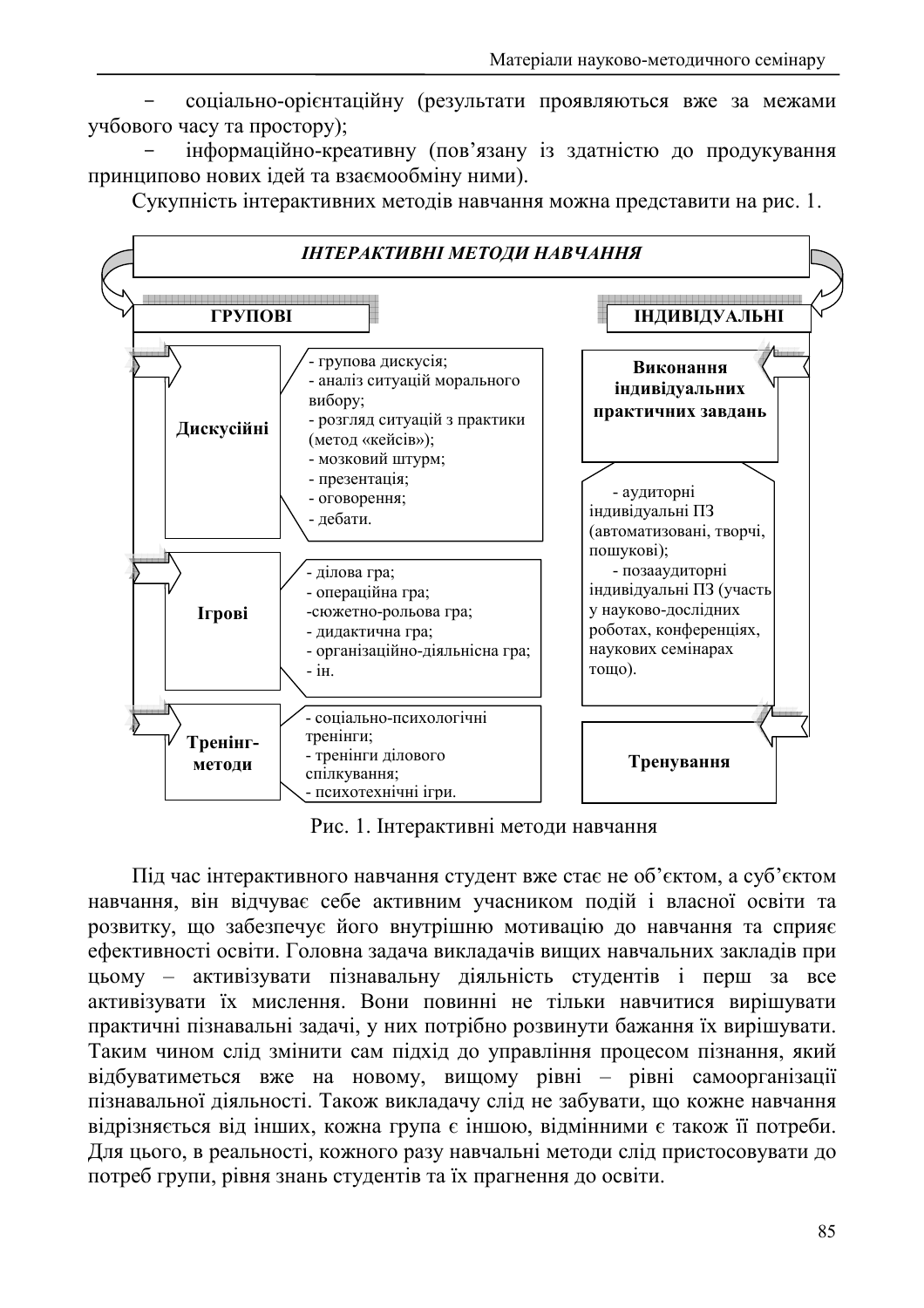- соціально-орієнтаційну (результати проявляються вже за межами учбового часу та простору);
- інформаційно-креативну (пов'язану із здатністю до продукування принципово нових ідей та взаємообміну ними).

Сукупність інтерактивних методів навчання можна представити на рис. 1.

***ІНТЕРАКТИВНІ МЕТОДИ НАВЧАННЯ***

**ГРУПОВІ**

**Дискусійні**
- групова дискусія;
- аналіз ситуацій морального вибору;
- розгляд ситуацій з практики (метод «кейсів»);
- мозковий штурм;
- презентація;
- оговорення;
- дебати.

**Ігрові**
- ділова гра;
- операційна гра;
- сюжетно-рольова гра;
- дидактична гра;
- організаційно-діяльнісна гра;
- ін.

**Тренінг-методи**
- соціально-психологічні тренінги;
- тренінги ділового спілкування;
- психотехнічні ігри.

**ІНДИВІДУАЛЬНІ**

**Виконання індивідуальних практичних завдань**
- аудиторні індивідуальні ПЗ (автоматизовані, творчі, пошукові);
- позааудиторні індивідуальні ПЗ (участь у науково-дослідних роботах, конференціях, наукових семінарах тощо).

**Тренування**

Рис. 1. Інтерактивні методи навчання

Під час інтерактивного навчання студент вже стає не об'єктом, а суб'єктом навчання, він відчуває себе активним учасником подій і власної освіти та розвитку, що забезпечує його внутрішню мотивацію до навчання та сприяє ефективності освіти. Головна задача викладачів вищих навчальних закладів при цьому – активізувати пізнавальну діяльність студентів і перш за все активізувати їх мислення. Вони повинні не тільки навчитися вирішувати практичні пізнавальні задачі, у них потрібно розвинути бажання їх вирішувати. Таким чином слід змінити сам підхід до управління процесом пізнання, який відбуватиметься вже на новому, вищому рівні – рівні самоорганізації пізнавальної діяльності. Також викладачу слід не забувати, що кожне навчання відрізняється від інших, кожна група є іншою, відмінними є також її потреби. Для цього, в реальності, кожного разу навчальні методи слід пристосовувати до потреб групи, рівня знань студентів та їх прагнення до освіти.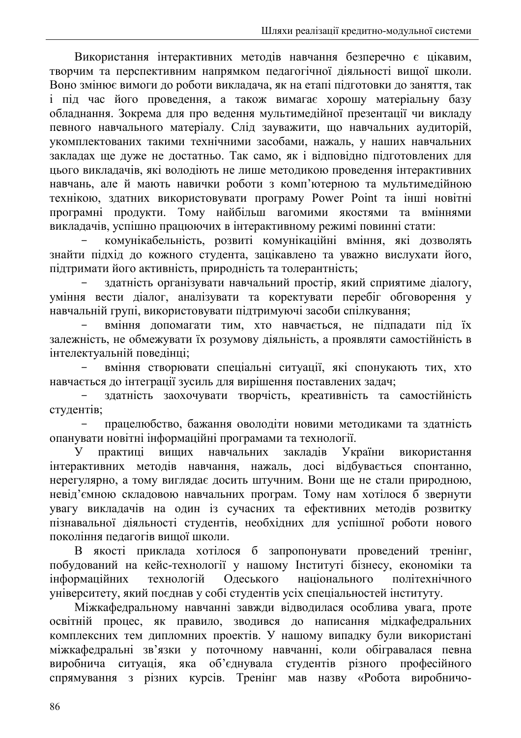Використання інтерактивних методів навчання безперечно є цікавим, творчим та перспективним напрямком педагогічної діяльності вищої школи. Воно змінює вимоги до роботи викладача, як на етапі підготовки до заняття, так і під час його проведення, а також вимагає хорошу матеріальну базу обладнання. Зокрема для про ведення мультимедійної презентації чи викладу певного навчального матеріалу. Слід зауважити, що навчальних аудиторій, укомплектованих такими технічними засобами, нажаль, у наших навчальних закладах ще дуже не достатньо. Так само, як і відповідно підготовлених для цього викладачів, які володіють не лише методикою проведення інтерактивних навчань, але й мають навички роботи з комп'ютерною та мультимедійною технікою, здатних використовувати програму Power Point та інші новітні програмні продукти. Тому найбільш вагомими якостями та вміннями викладачів, успішно працюючих в інтерактивному режимі повинні стати:

- комунікабельність, розвиті комунікаційні вміння, які дозволять знайти підхід до кожного студента, зацікавлено та уважно вислухати його, підтримати його активність, природність та толерантність;
- здатність організувати навчальний простір, який сприятиме діалогу, уміння вести діалог, аналізувати та коректувати перебіг обговорення у навчальній групі, використовувати підтримуючі засоби спілкування;
- вміння допомагати тим, хто навчається, не підпадати під їх залежність, не обмежувати їх розумову діяльність, а проявляти самостійність в інтелектуальній поведінці;
- вміння створювати спеціальні ситуації, які спонукають тих, хто навчається до інтеграції зусиль для вирішення поставлених задач;
- здатність заохочувати творчість, креативність та самостійність студентів;
- працелюбство, бажання оволодіти новими методиками та здатність опанувати новітні інформаційні програмами та технології.

У практиці вищих навчальних закладів України використання інтерактивних методів навчання, нажаль, досі відбувається спонтанно, нерегулярно, а тому виглядає досить штучним. Вони ще не стали природною, невід'ємною складовою навчальних програм. Тому нам хотілося б звернути увагу викладачів на один із сучасних та ефективних методів розвитку пізнавальної діяльності студентів, необхідних для успішної роботи нового покоління педагогів вищої школи.

В якості приклада хотілося б запропонувати проведений тренінг, побудований на кейс-технології у нашому Інституті бізнесу, економіки та інформаційних технологій Одеського національного політехнічного університету, який поєднав у собі студентів усіх спеціальностей інституту.

Міжкафедральному навчанні завжди відводилася особлива увага, проте освітній процес, як правило, зводився до написання мідкафедральних комплексних тем дипломних проектів. У нашому випадку були використані міжкафедральні зв'язки у поточному навчанні, коли обігравалася певна виробнича ситуація, яка об'єднувала студентів різного професійного спрямування з різних курсів. Тренінг мав назву «Робота виробничо-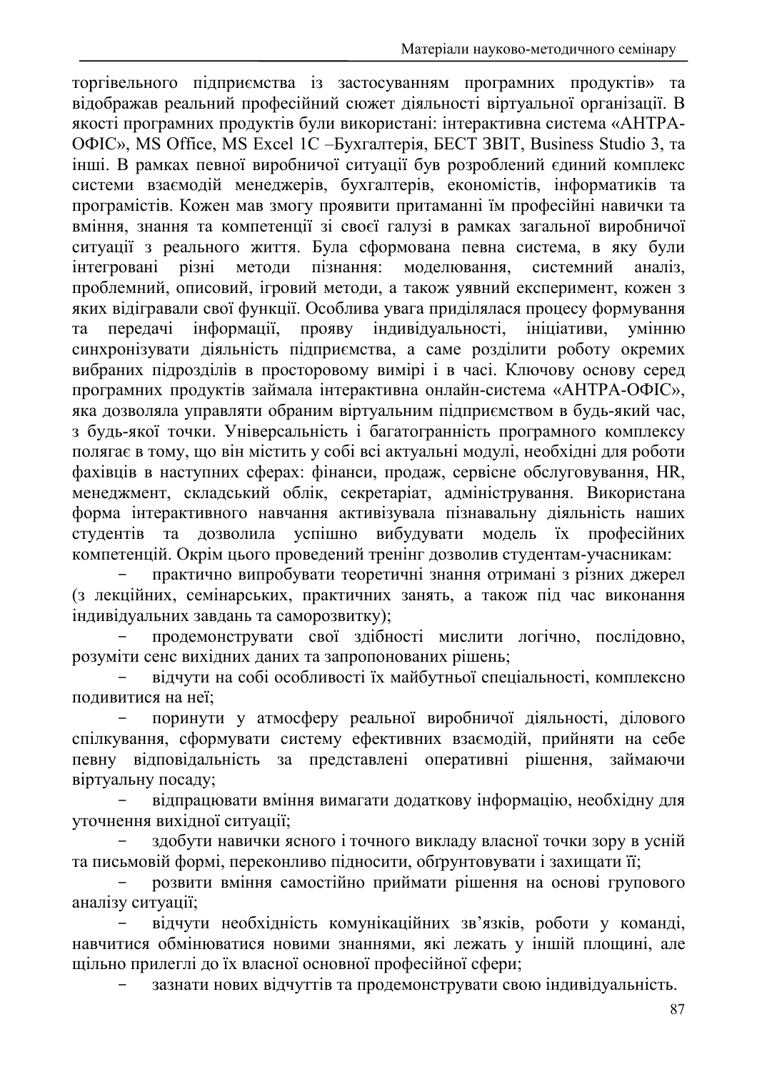торгівельного підприємства із застосуванням програмних продуктів» та відображав реальний професійний сюжет діяльності віртуальної організації. В якості програмних продуктів були використані: інтерактивна система «АНТРА-ОФІС», MS Office, MS Excel 1C –Бухгалтерія, БЕСТ ЗВІТ, Business Studio 3, та інші. В рамках певної виробничої ситуації був розроблений єдиний комплекс системи взаємодій менеджерів, бухгалтерів, економістів, інформатиків та програмістів. Кожен мав змогу проявити притаманні їм професійні навички та вміння, знання та компетенції зі своєї галузі в рамках загальної виробничої ситуації з реального життя. Була сформована певна система, в яку були інтегровані різні методи пізнання: моделювання, системний аналіз, проблемний, описовий, ігровий методи, а також уявний експеримент, кожен з яких відігравали свої функції. Особлива увага приділялася процесу формування та передачі інформації, прояву індивідуальності, ініціативи, умінню синхронізувати діяльність підприємства, а саме розділити роботу окремих вибраних підрозділів в просторовому вимірі і в часі. Ключову основу серед програмних продуктів займала інтерактивна онлайн-система «АНТРА-ОФІС», яка дозволяла управляти обраним віртуальним підприємством в будь-який час, з будь-якої точки. Універсальність і багатогранність програмного комплексу полягає в тому, що він містить у собі всі актуальні модулі, необхідні для роботи фахівців в наступних сферах: фінанси, продаж, сервісне обслуговування, HR, менеджмент, складський облік, секретаріат, адміністрування. Використана форма інтерактивного навчання активізувала пізнавальну діяльність наших студентів та дозволила успішно вибудувати модель їх професійних компетенцій. Окрім цього проведений тренінг дозволив студентам-учасникам:

- практично випробувати теоретичні знання отримані з різних джерел (з лекційних, семінарських, практичних занять, а також під час виконання індивідуальних завдань та саморозвитку);
- продемонструвати свої здібності мислити логічно, послідовно, розуміти сенс вихідних даних та запропонованих рішень;
- відчути на собі особливості їх майбутньої спеціальності, комплексно подивитися на неї;
- поринути у атмосферу реальної виробничої діяльності, ділового спілкування, сформувати систему ефективних взаємодій, прийняти на себе певну відповідальність за представлені оперативні рішення, займаючи віртуальну посаду;
- відпрацювати вміння вимагати додаткову інформацію, необхідну для уточнення вихідної ситуації;
- здобути навички ясного і точного викладу власної точки зору в усній та письмовій формі, переконливо підносити, обґрунтовувати і захищати її;
- розвити вміння самостійно приймати рішення на основі групового аналізу ситуації;
- відчути необхідність комунікаційних зв'язків, роботи у команді, навчитися обмінюватися новими знаннями, які лежать у іншій площині, але щільно прилеглі до їх власної основної професійної сфери;
- зазнати нових відчуттів та продемонструвати свою індивідуальність.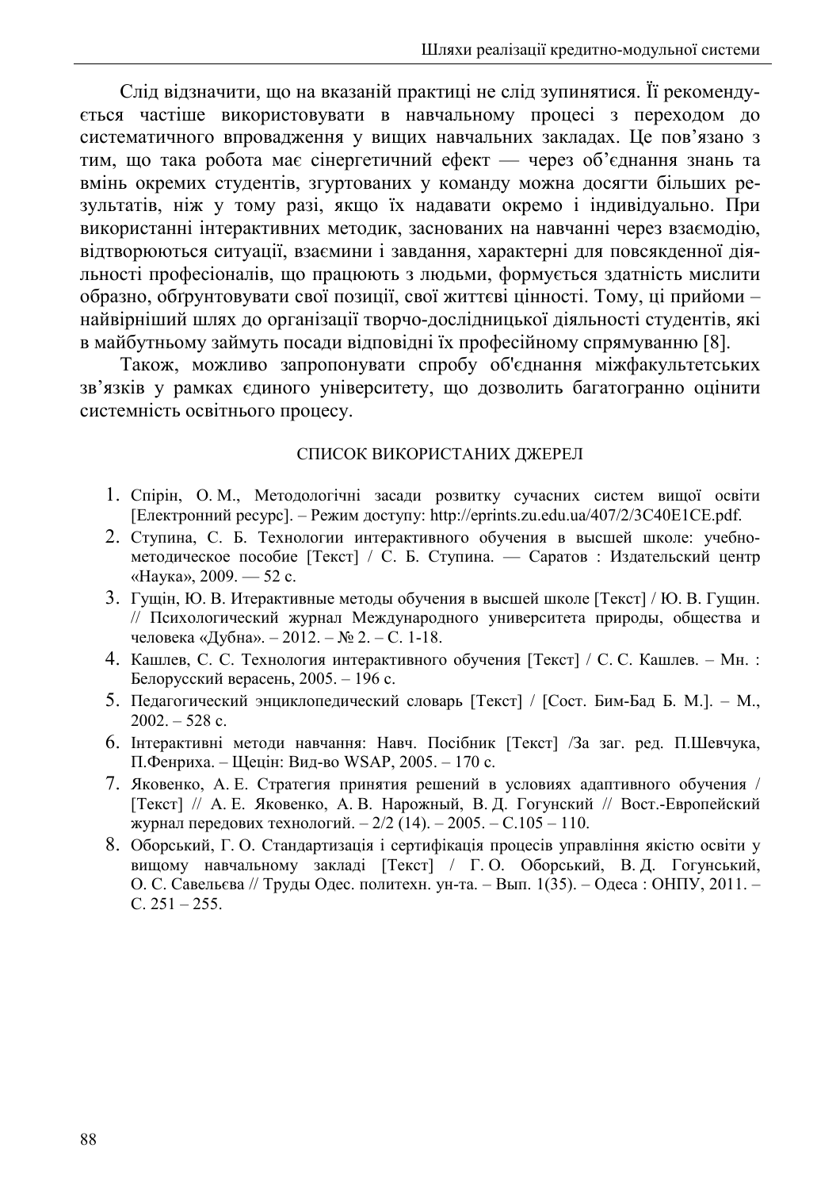Слід відзначити, що на вказаній практиці не слід зупинятися. Її рекомендується частіше використовувати в навчальному процесі з переходом до систематичного впровадження у вищих навчальних закладах. Це пов'язано з тим, що така робота має сінергетичний ефект — через об'єднання знань та вмінь окремих студентів, згуртованих у команду можна досягти більших результатів, ніж у тому разі, якщо їх надавати окремо і індивідуально. При використанні інтерактивних методик, заснованих на навчанні через взаємодію, відтворюються ситуації, взаємини і завдання, характерні для повсякденної діяльності професіоналів, що працюють з людьми, формується здатність мислити образно, обґрунтовувати свої позиції, свої життєві цінності. Тому, ці прийоми – найвірніший шлях до організації творчо-дослідницької діяльності студентів, які в майбутньому займуть посади відповідні їх професійному спрямуванню [8].

Також, можливо запропонувати спробу об'єднання міжфакультетських зв'язків у рамках єдиного університету, що дозволить багатогранно оцінити системність освітнього процесу.

## СПИСОК ВИКОРИСТАНИХ ДЖЕРЕЛ

1. Спірін, О. М., Методологічні засади розвитку сучасних систем вищої освіти [Електронний ресурс]. – Режим доступу: http://eprints.zu.edu.ua/407/2/3C40E1CE.pdf.
2. Ступина, С. Б. Технологии интерактивного обучения в высшей школе: учебно-методическое пособие [Текст] / С. Б. Ступина. — Саратов : Издательский центр «Наука», 2009. — 52 с.
3. Гущін, Ю. В. Итерактивные методы обучения в высшей школе [Текст] / Ю. В. Гущин. // Психологический журнал Международного университета природы, общества и человека «Дубна». – 2012. – № 2. – С. 1-18.
4. Кашлев, С. С. Технология интерактивного обучения [Текст] / С. С. Кашлев. – Мн. : Белорусский верасень, 2005. – 196 с.
5. Педагогический энциклопедический словарь [Текст] / [Сост. Бим-Бад Б. М.]. – М., 2002. – 528 с.
6. Інтерактивні методи навчання: Навч. Посібник [Текст] /За заг. ред. П.Шевчука, П.Фенриха. – Щецін: Вид-во WSAP, 2005. – 170 с.
7. Яковенко, А. Е. Стратегия принятия решений в условиях адаптивного обучения / [Текст] // А. Е. Яковенко, А. В. Нарожный, В. Д. Гогунский // Вост.-Европейский журнал передових технологий. – 2/2 (14). – 2005. – С.105 – 110.
8. Оборський, Г. О. Стандартизація і сертифікація процесів управління якістю освіти у вищому навчальному закладі [Текст] / Г. О. Оборський, В. Д. Гогунський, О. С. Савельєва // Труды Одес. политехн. ун-та. – Вып. 1(35). – Одеса : ОНПУ, 2011. – С. 251 – 255.